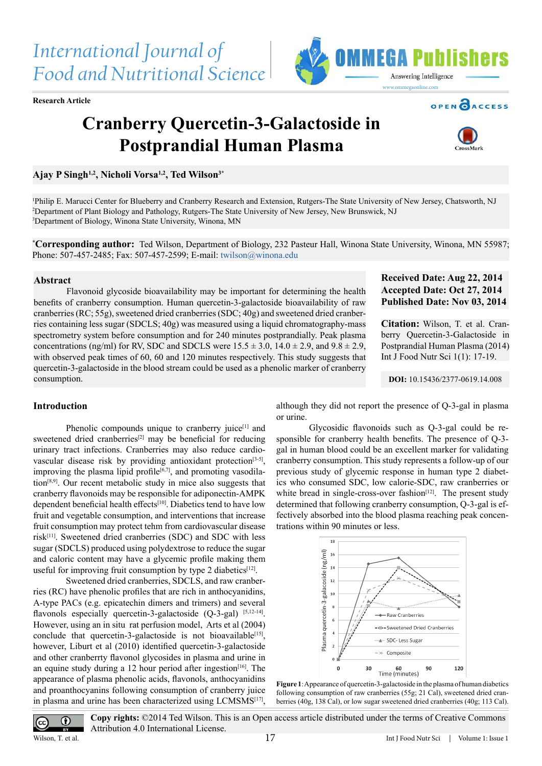Research Article

# Cranberry Quercetin-3-Galactoside in Postprandial Human Plasma

**Ajay P Singh[1,2], Nicholi Vorsa[1,2], Ted Wilson[3*]**

[1]Philip E. Marucci Center for Blueberry and Cranberry Research and Extension, Rutgers-The State University of New Jersey, Chatsworth, NJ
[2]Department of Plant Biology and Pathology, Rutgers-The State University of New Jersey, New Brunswick, NJ
[3]Department of Biology, Winona State University, Winona, MN

**[*]Corresponding author:** Ted Wilson, Department of Biology, 232 Pasteur Hall, Winona State University, Winona, MN 55987; Phone: 507-457-2485; Fax: 507-457-2599; E-mail: twilson@winona.edu

## Abstract

Flavonoid glycoside bioavailability may be important for determining the health benefits of cranberry consumption. Human quercetin-3-galactoside bioavailability of raw cranberries (RC; 55g), sweetened dried cranberries (SDC; 40g) and sweetened dried cranberries containing less sugar (SDCLS; 40g) was measured using a liquid chromatography-mass spectrometry system before consumption and for 240 minutes postprandially. Peak plasma concentrations (ng/ml) for RV, SDC and SDCLS were 15.5 ± 3.0, 14.0 ± 2.9, and 9.8 ± 2.9, with observed peak times of 60, 60 and 120 minutes respectively. This study suggests that quercetin-3-galactoside in the blood stream could be used as a phenolic marker of cranberry consumption.

**Received Date: Aug 22, 2014**
**Accepted Date: Oct 27, 2014**
**Published Date: Nov 03, 2014**

**Citation:** Wilson, T. et al. Cranberry Quercetin-3-Galactoside in Postprandial Human Plasma (2014) Int J Food Nutr Sci 1(1): 17-19.

**DOI:** 10.15436/2377-0619.14.008

## Introduction

Phenolic compounds unique to cranberry juice[1] and sweetened dried cranberries[2] may be beneficial for reducing urinary tract infections. Cranberries may also reduce cardiovascular disease risk by providing antioxidant protection[3-5], improving the plasma lipid profile[6,7], and promoting vasodilation[8,9]. Our recent metabolic study in mice also suggests that cranberry flavonoids may be responsible for adiponectin-AMPK dependent beneficial health effects[10]. Diabetics tend to have low fruit and vegetable consumption, and interventions that increase fruit consumption may protect tehm from cardiovascular disease risk[11]. Sweetened dried cranberries (SDC) and SDC with less sugar (SDCLS) produced using polydextrose to reduce the sugar and caloric content may have a glycemic profile making them useful for improving fruit consumption by type 2 diabetics[12].

Sweetened dried cranberries, SDCLS, and raw cranberries (RC) have phenolic profiles that are rich in anthocyanidins, A-type PACs (e.g. epicatechin dimers and trimers) and several flavonols especially quercetin-3-galactoside (Q-3-gal) [5,12-14]. However, using an in situ rat perfusion model, Arts et al (2004) conclude that quercetin-3-galactoside is not bioavailable[15], however, Liburt et al (2010) identified quercetin-3-galactoside and other cranberrty flavonol glycosides in plasma and urine in an equine study during a 12 hour period after ingestion[16]. The appearance of plasma phenolic acids, flavonols, anthocyanidins and proanthocyanins following consumption of cranberry juice in plasma and urine has been characterized using LCMSMS[17], although they did not report the presence of Q-3-gal in plasma or urine.

Glycosidic flavonoids such as Q-3-gal could be responsible for cranberry health benefits. The presence of Q-3-gal in human blood could be an excellent marker for validating cranberry consumption. This study represents a follow-up of our previous study of glycemic response in human type 2 diabetics who consumed SDC, low calorie-SDC, raw cranberries or white bread in single-cross-over fashion[12]. The present study determined that following cranberry consumption, Q-3-gal is effectively absorbed into the blood plasma reaching peak concentrations within 90 minutes or less.

**Figure 1**: Appearance of quercetin-3-galactoside in the plasma of human diabetics following consumption of raw cranberries (55g; 21 Cal), sweetened dried cranberries (40g, 138 Cal), or low sugar sweetened dried cranberries (40g; 113 Cal).

**Copy rights:** ©2014 Ted Wilson. This is an Open access article distributed under the terms of Creative Commons Attribution 4.0 International License.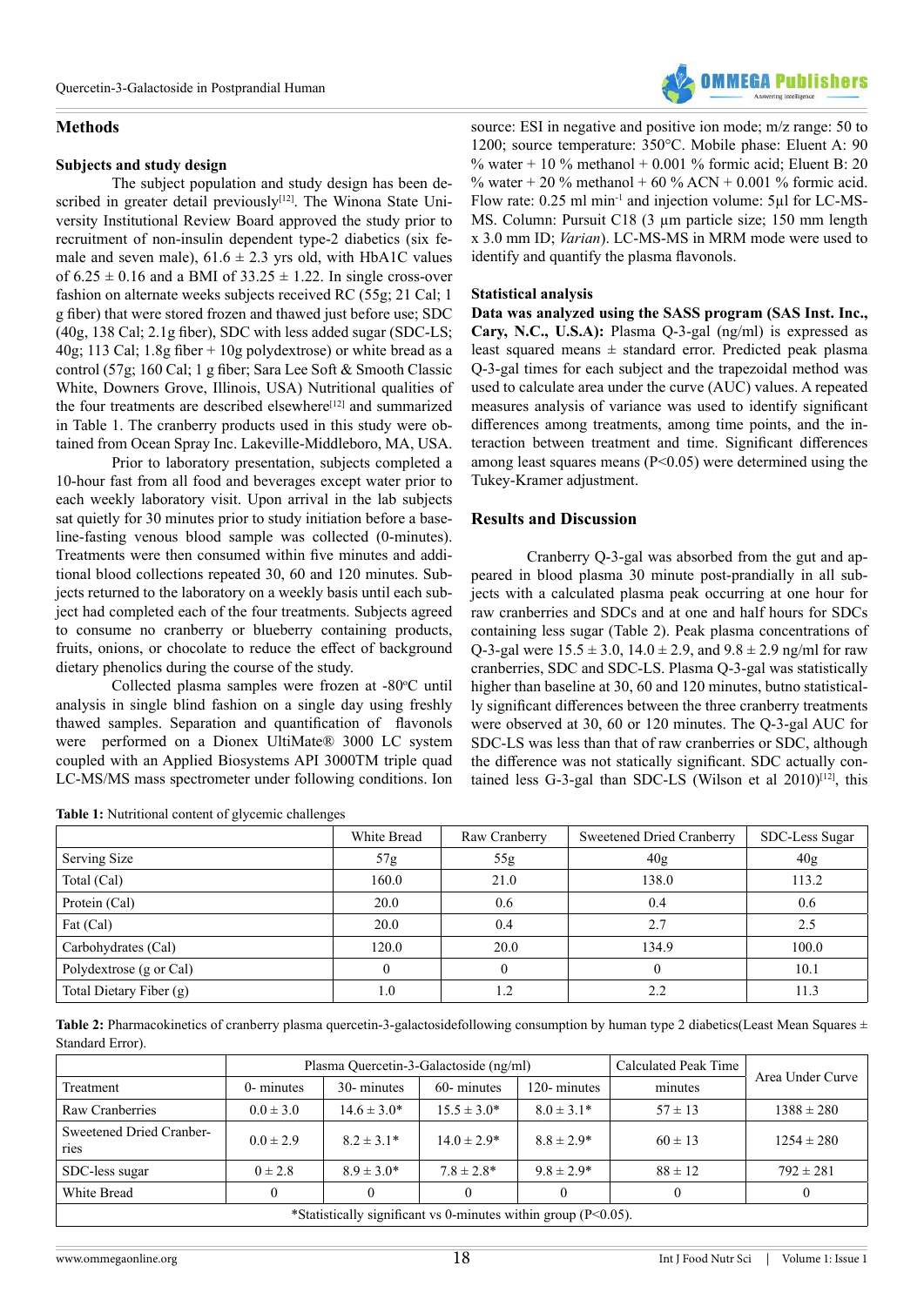## Methods

### Subjects and study design

The subject population and study design has been described in greater detail previously[12]. The Winona State University Institutional Review Board approved the study prior to recruitment of non-insulin dependent type-2 diabetics (six female and seven male), 61.6 ± 2.3 yrs old, with HbA1C values of 6.25 ± 0.16 and a BMI of 33.25 ± 1.22. In single cross-over fashion on alternate weeks subjects received RC (55g; 21 Cal; 1 g fiber) that were stored frozen and thawed just before use; SDC (40g, 138 Cal; 2.1g fiber), SDC with less added sugar (SDC-LS; 40g; 113 Cal; 1.8g fiber + 10g polydextrose) or white bread as a control (57g; 160 Cal; 1 g fiber; Sara Lee Soft & Smooth Classic White, Downers Grove, Illinois, USA) Nutritional qualities of the four treatments are described elsewhere[12] and summarized in Table 1. The cranberry products used in this study were obtained from Ocean Spray Inc. Lakeville-Middleboro, MA, USA.

Prior to laboratory presentation, subjects completed a 10-hour fast from all food and beverages except water prior to each weekly laboratory visit. Upon arrival in the lab subjects sat quietly for 30 minutes prior to study initiation before a baseline-fasting venous blood sample was collected (0-minutes). Treatments were then consumed within five minutes and additional blood collections repeated 30, 60 and 120 minutes. Subjects returned to the laboratory on a weekly basis until each subject had completed each of the four treatments. Subjects agreed to consume no cranberry or blueberry containing products, fruits, onions, or chocolate to reduce the effect of background dietary phenolics during the course of the study.

Collected plasma samples were frozen at -80°C until analysis in single blind fashion on a single day using freshly thawed samples. Separation and quantification of flavonols were performed on a Dionex UltiMate® 3000 LC system coupled with an Applied Biosystems API 3000TM triple quad LC-MS/MS mass spectrometer under following conditions. Ion source: ESI in negative and positive ion mode; m/z range: 50 to 1200; source temperature: 350°C. Mobile phase: Eluent A: 90 % water + 10 % methanol + 0.001 % formic acid; Eluent B: 20 % water + 20 % methanol + 60 % ACN + 0.001 % formic acid. Flow rate: 0.25 ml min$^{-1}$ and injection volume: 5µl for LC-MS-MS. Column: Pursuit C18 (3 µm particle size; 150 mm length x 3.0 mm ID; *Varian*). LC-MS-MS in MRM mode were used to identify and quantify the plasma flavonols.

### Statistical analysis

**Data was analyzed using the SASS program (SAS Inst. Inc., Cary, N.C., U.S.A):** Plasma Q-3-gal (ng/ml) is expressed as least squared means ± standard error. Predicted peak plasma Q-3-gal times for each subject and the trapezoidal method was used to calculate area under the curve (AUC) values. A repeated measures analysis of variance was used to identify significant differences among treatments, among time points, and the interaction between treatment and time. Significant differences among least squares means (P<0.05) were determined using the Tukey-Kramer adjustment.

## Results and Discussion

Cranberry Q-3-gal was absorbed from the gut and appeared in blood plasma 30 minute post-prandially in all subjects with a calculated plasma peak occurring at one hour for raw cranberries and SDCs and at one and half hours for SDCs containing less sugar (Table 2). Peak plasma concentrations of Q-3-gal were 15.5 ± 3.0, 14.0 ± 2.9, and 9.8 ± 2.9 ng/ml for raw cranberries, SDC and SDC-LS. Plasma Q-3-gal was statistically higher than baseline at 30, 60 and 120 minutes, butno statistically significant differences between the three cranberry treatments were observed at 30, 60 or 120 minutes. The Q-3-gal AUC for SDC-LS was less than that of raw cranberries or SDC, although the difference was not statically significant. SDC actually contained less G-3-gal than SDC-LS (Wilson et al 2010)[12], this

**Table 1:** Nutritional content of glycemic challenges

| | White Bread | Raw Cranberry | Sweetened Dried Cranberry | SDC-Less Sugar |
|---|---|---|---|---|
| Serving Size | 57g | 55g | 40g | 40g |
| Total (Cal) | 160.0 | 21.0 | 138.0 | 113.2 |
| Protein (Cal) | 20.0 | 0.6 | 0.4 | 0.6 |
| Fat (Cal) | 20.0 | 0.4 | 2.7 | 2.5 |
| Carbohydrates (Cal) | 120.0 | 20.0 | 134.9 | 100.0 |
| Polydextrose (g or Cal) | 0 | 0 | 0 | 10.1 |
| Total Dietary Fiber (g) | 1.0 | 1.2 | 2.2 | 11.3 |

**Table 2:** Pharmacokinetics of cranberry plasma quercetin-3-galactosidefollowing consumption by human type 2 diabetics(Least Mean Squares ± Standard Error).

| | Plasma Quercetin-3-Galactoside (ng/ml) | | | | Calculated Peak Time | Area Under Curve |
|---|---|---|---|---|---|---|
| Treatment | 0- minutes | 30- minutes | 60- minutes | 120- minutes | minutes | |
| Raw Cranberries | 0.0 ± 3.0 | 14.6 ± 3.0* | 15.5 ± 3.0* | 8.0 ± 3.1* | 57 ± 13 | 1388 ± 280 |
| Sweetened Dried Cranberries | 0.0 ± 2.9 | 8.2 ± 3.1* | 14.0 ± 2.9* | 8.8 ± 2.9* | 60 ± 13 | 1254 ± 280 |
| SDC-less sugar | 0 ± 2.8 | 8.9 ± 3.0* | 7.8 ± 2.8* | 9.8 ± 2.9* | 88 ± 12 | 792 ± 281 |
| White Bread | 0 | 0 | 0 | 0 | 0 | 0 |

*Statistically significant vs 0-minutes within group (P<0.05).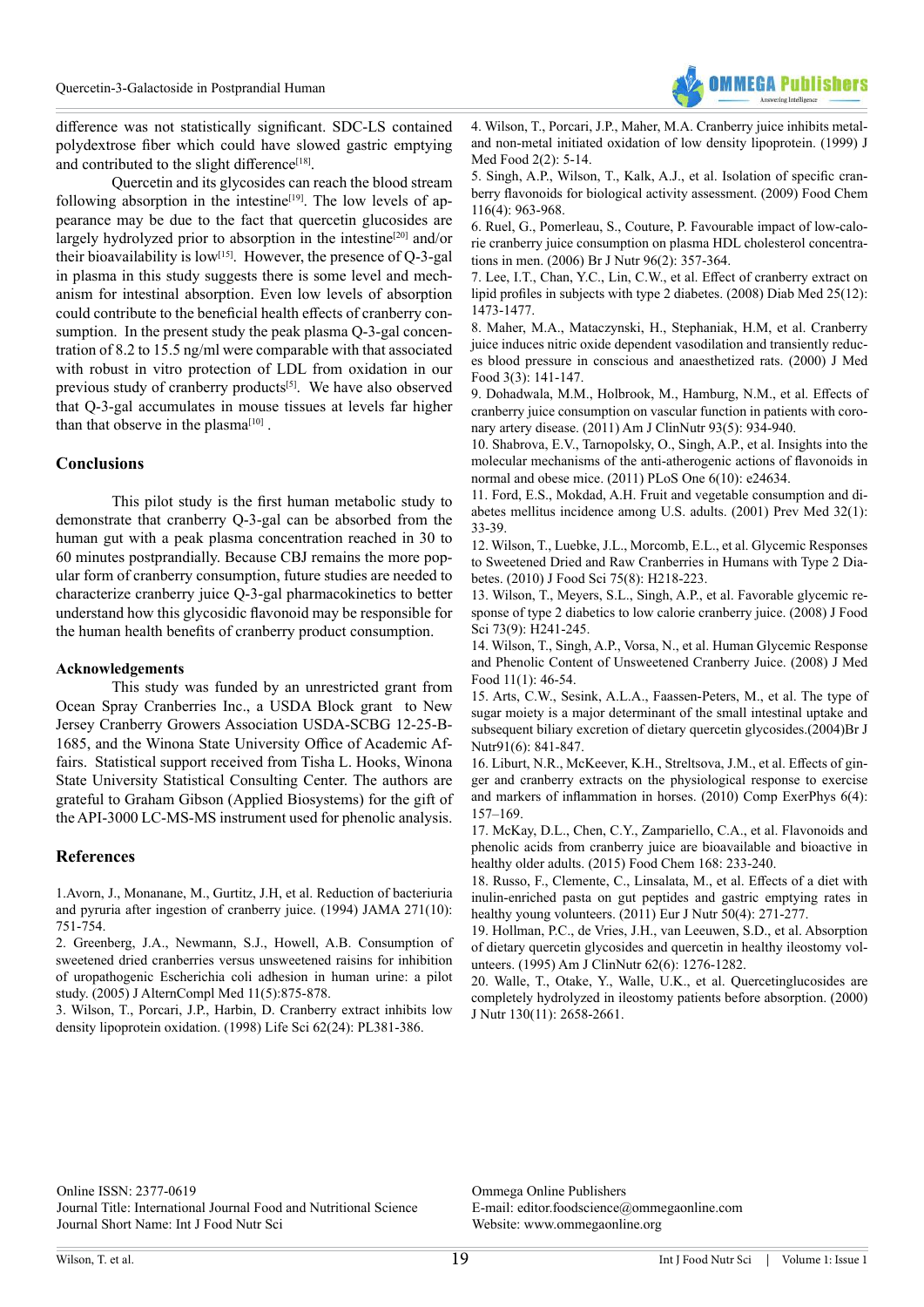difference was not statistically significant. SDC-LS contained polydextrose fiber which could have slowed gastric emptying and contributed to the slight difference[18].

Quercetin and its glycosides can reach the blood stream following absorption in the intestine[19]. The low levels of appearance may be due to the fact that quercetin glucosides are largely hydrolyzed prior to absorption in the intestine[20] and/or their bioavailability is low[15]. However, the presence of Q-3-gal in plasma in this study suggests there is some level and mechanism for intestinal absorption. Even low levels of absorption could contribute to the beneficial health effects of cranberry consumption. In the present study the peak plasma Q-3-gal concentration of 8.2 to 15.5 ng/ml were comparable with that associated with robust in vitro protection of LDL from oxidation in our previous study of cranberry products[5]. We have also observed that Q-3-gal accumulates in mouse tissues at levels far higher than that observe in the plasma[10] .

## Conclusions

This pilot study is the first human metabolic study to demonstrate that cranberry Q-3-gal can be absorbed from the human gut with a peak plasma concentration reached in 30 to 60 minutes postprandially. Because CBJ remains the more popular form of cranberry consumption, future studies are needed to characterize cranberry juice Q-3-gal pharmacokinetics to better understand how this glycosidic flavonoid may be responsible for the human health benefits of cranberry product consumption.

### Acknowledgements

This study was funded by an unrestricted grant from Ocean Spray Cranberries Inc., a USDA Block grant to New Jersey Cranberry Growers Association USDA-SCBG 12-25-B-1685, and the Winona State University Office of Academic Affairs. Statistical support received from Tisha L. Hooks, Winona State University Statistical Consulting Center. The authors are grateful to Graham Gibson (Applied Biosystems) for the gift of the API-3000 LC-MS-MS instrument used for phenolic analysis.

## References

1. Avorn, J., Monanane, M., Gurtitz, J.H, et al. Reduction of bacteriuria and pyruria after ingestion of cranberry juice. (1994) JAMA 271(10): 751-754.
2. Greenberg, J.A., Newmann, S.J., Howell, A.B. Consumption of sweetened dried cranberries versus unsweetened raisins for inhibition of uropathogenic Escherichia coli adhesion in human urine: a pilot study. (2005) J AlternCompl Med 11(5):875-878.
3. Wilson, T., Porcari, J.P., Harbin, D. Cranberry extract inhibits low density lipoprotein oxidation. (1998) Life Sci 62(24): PL381-386.
4. Wilson, T., Porcari, J.P., Maher, M.A. Cranberry juice inhibits metal- and non-metal initiated oxidation of low density lipoprotein. (1999) J Med Food 2(2): 5-14.
5. Singh, A.P., Wilson, T., Kalk, A.J., et al. Isolation of specific cranberry flavonoids for biological activity assessment. (2009) Food Chem 116(4): 963-968.
6. Ruel, G., Pomerleau, S., Couture, P. Favourable impact of low-calorie cranberry juice consumption on plasma HDL cholesterol concentrations in men. (2006) Br J Nutr 96(2): 357-364.
7. Lee, I.T., Chan, Y.C., Lin, C.W., et al. Effect of cranberry extract on lipid profiles in subjects with type 2 diabetes. (2008) Diab Med 25(12): 1473-1477.
8. Maher, M.A., Mataczynski, H., Stephaniak, H.M, et al. Cranberry juice induces nitric oxide dependent vasodilation and transiently reduces blood pressure in conscious and anaesthetized rats. (2000) J Med Food 3(3): 141-147.
9. Dohadwala, M.M., Holbrook, M., Hamburg, N.M., et al. Effects of cranberry juice consumption on vascular function in patients with coronary artery disease. (2011) Am J ClinNutr 93(5): 934-940.
10. Shabrova, E.V., Tarnopolsky, O., Singh, A.P., et al. Insights into the molecular mechanisms of the anti-atherogenic actions of flavonoids in normal and obese mice. (2011) PLoS One 6(10): e24634.
11. Ford, E.S., Mokdad, A.H. Fruit and vegetable consumption and diabetes mellitus incidence among U.S. adults. (2001) Prev Med 32(1): 33-39.
12. Wilson, T., Luebke, J.L., Morcomb, E.L., et al. Glycemic Responses to Sweetened Dried and Raw Cranberries in Humans with Type 2 Diabetes. (2010) J Food Sci 75(8): H218-223.
13. Wilson, T., Meyers, S.L., Singh, A.P., et al. Favorable glycemic response of type 2 diabetics to low calorie cranberry juice. (2008) J Food Sci 73(9): H241-245.
14. Wilson, T., Singh, A.P., Vorsa, N., et al. Human Glycemic Response and Phenolic Content of Unsweetened Cranberry Juice. (2008) J Med Food 11(1): 46-54.
15. Arts, C.W., Sesink, A.L.A., Faassen-Peters, M., et al. The type of sugar moiety is a major determinant of the small intestinal uptake and subsequent biliary excretion of dietary quercetin glycosides.(2004)Br J Nutr91(6): 841-847.
16. Liburt, N.R., McKeever, K.H., Streltsova, J.M., et al. Effects of ginger and cranberry extracts on the physiological response to exercise and markers of inflammation in horses. (2010) Comp ExerPhys 6(4): 157–169.
17. McKay, D.L., Chen, C.Y., Zampariello, C.A., et al. Flavonoids and phenolic acids from cranberry juice are bioavailable and bioactive in healthy older adults. (2015) Food Chem 168: 233-240.
18. Russo, F., Clemente, C., Linsalata, M., et al. Effects of a diet with inulin-enriched pasta on gut peptides and gastric emptying rates in healthy young volunteers. (2011) Eur J Nutr 50(4): 271-277.
19. Hollman, P.C., de Vries, J.H., van Leeuwen, S.D., et al. Absorption of dietary quercetin glycosides and quercetin in healthy ileostomy volunteers. (1995) Am J ClinNutr 62(6): 1276-1282.
20. Walle, T., Otake, Y., Walle, U.K., et al. Quercetinglucosides are completely hydrolyzed in ileostomy patients before absorption. (2000) J Nutr 130(11): 2658-2661.